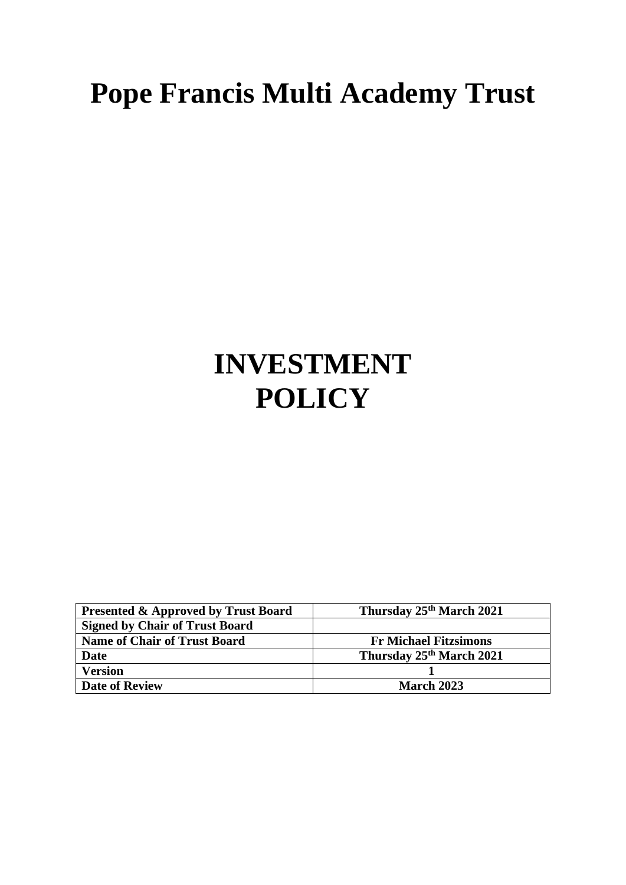# Pope Francis Multi Academy Trust

# INVESTMENT POLICY

| Presented & Approved by Trust Board | Thursday 25th March 2021 |
|---|---|
| Signed by Chair of Trust Board | |
| Name of Chair of Trust Board | Fr Michael Fitzsimons |
| Date | Thursday 25th March 2021 |
| Version | 1 |
| Date of Review | March 2023 |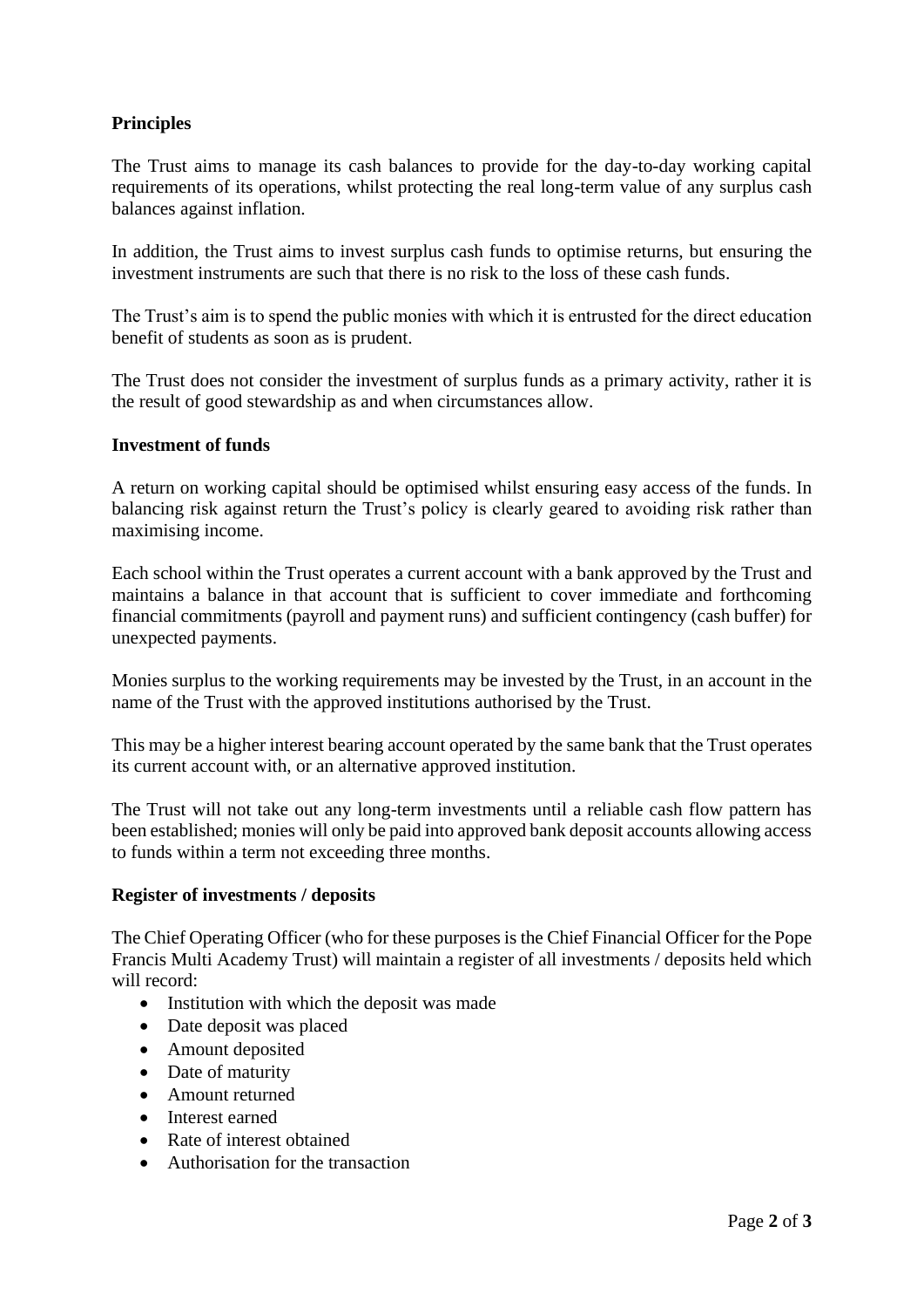## Principles

The Trust aims to manage its cash balances to provide for the day-to-day working capital requirements of its operations, whilst protecting the real long-term value of any surplus cash balances against inflation.

In addition, the Trust aims to invest surplus cash funds to optimise returns, but ensuring the investment instruments are such that there is no risk to the loss of these cash funds.

The Trust's aim is to spend the public monies with which it is entrusted for the direct education benefit of students as soon as is prudent.

The Trust does not consider the investment of surplus funds as a primary activity, rather it is the result of good stewardship as and when circumstances allow.

## Investment of funds

A return on working capital should be optimised whilst ensuring easy access of the funds. In balancing risk against return the Trust's policy is clearly geared to avoiding risk rather than maximising income.

Each school within the Trust operates a current account with a bank approved by the Trust and maintains a balance in that account that is sufficient to cover immediate and forthcoming financial commitments (payroll and payment runs) and sufficient contingency (cash buffer) for unexpected payments.

Monies surplus to the working requirements may be invested by the Trust, in an account in the name of the Trust with the approved institutions authorised by the Trust.

This may be a higher interest bearing account operated by the same bank that the Trust operates its current account with, or an alternative approved institution.

The Trust will not take out any long-term investments until a reliable cash flow pattern has been established; monies will only be paid into approved bank deposit accounts allowing access to funds within a term not exceeding three months.

## Register of investments / deposits

The Chief Operating Officer (who for these purposes is the Chief Financial Officer for the Pope Francis Multi Academy Trust) will maintain a register of all investments / deposits held which will record:

- Institution with which the deposit was made
- Date deposit was placed
- Amount deposited
- Date of maturity
- Amount returned
- Interest earned
- Rate of interest obtained
- Authorisation for the transaction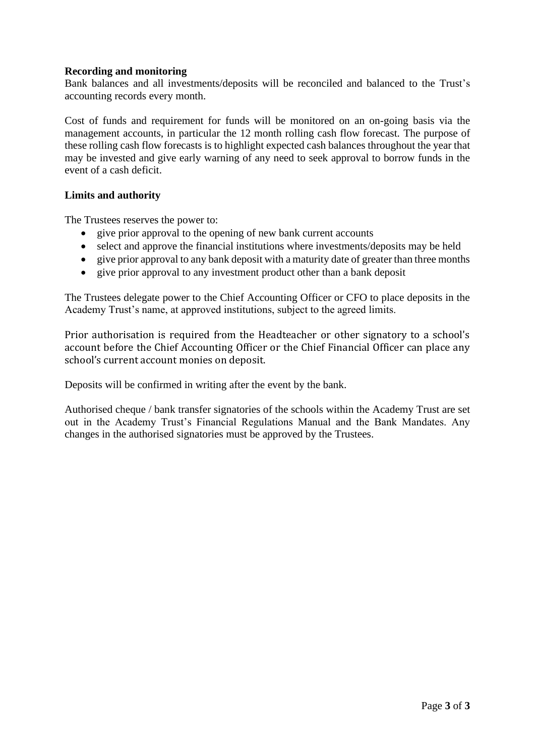**Recording and monitoring**

Bank balances and all investments/deposits will be reconciled and balanced to the Trust's accounting records every month.

Cost of funds and requirement for funds will be monitored on an on-going basis via the management accounts, in particular the 12 month rolling cash flow forecast. The purpose of these rolling cash flow forecasts is to highlight expected cash balances throughout the year that may be invested and give early warning of any need to seek approval to borrow funds in the event of a cash deficit.

**Limits and authority**

The Trustees reserves the power to:

- give prior approval to the opening of new bank current accounts
- select and approve the financial institutions where investments/deposits may be held
- give prior approval to any bank deposit with a maturity date of greater than three months
- give prior approval to any investment product other than a bank deposit

The Trustees delegate power to the Chief Accounting Officer or CFO to place deposits in the Academy Trust's name, at approved institutions, subject to the agreed limits.

Prior authorisation is required from the Headteacher or other signatory to a school's account before the Chief Accounting Officer or the Chief Financial Officer can place any school's current account monies on deposit.

Deposits will be confirmed in writing after the event by the bank.

Authorised cheque / bank transfer signatories of the schools within the Academy Trust are set out in the Academy Trust's Financial Regulations Manual and the Bank Mandates. Any changes in the authorised signatories must be approved by the Trustees.